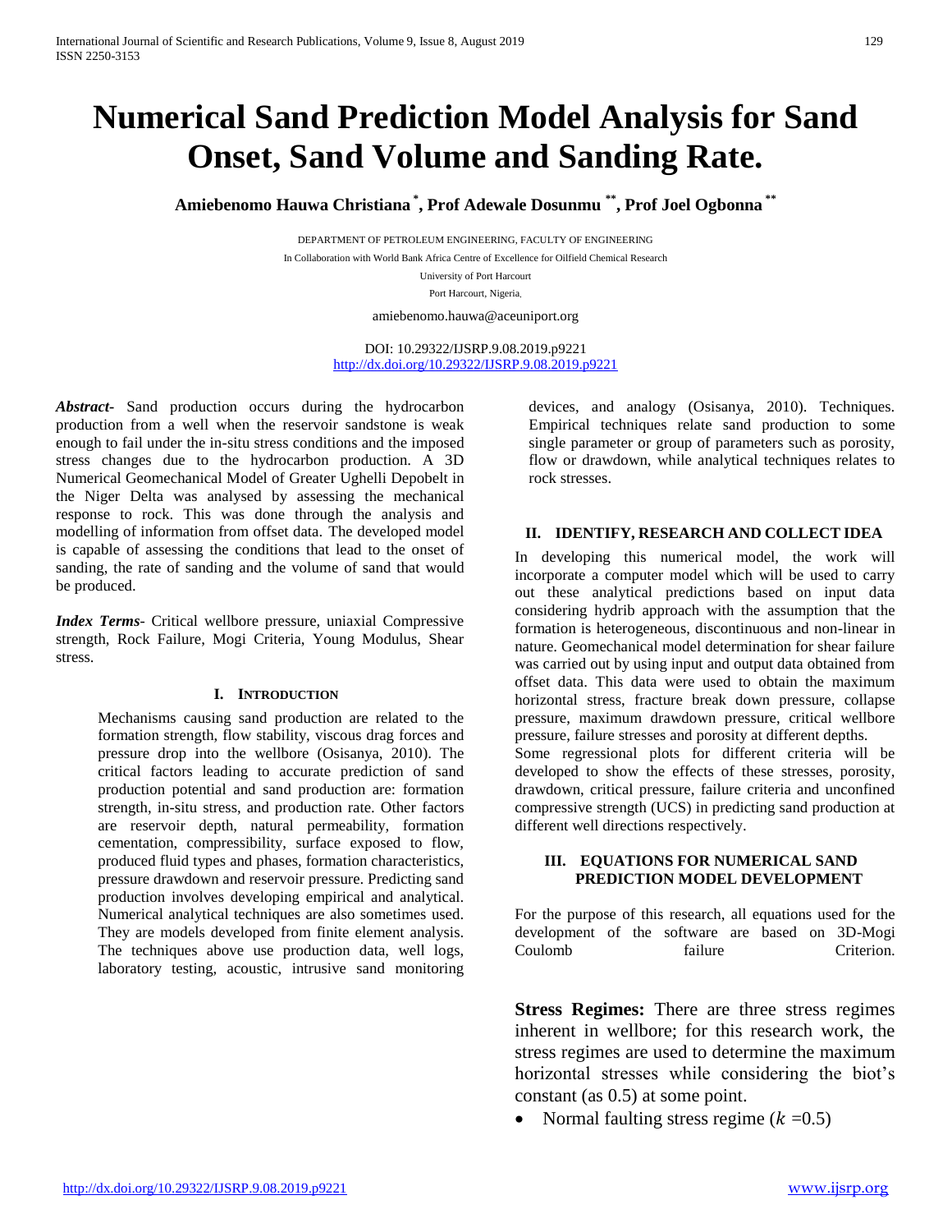# Numerical Sand Prediction Model Analysis for Sand Onset, Sand Volume and Sanding Rate.

**Amiebenomo Hauwa Christiana [*], Prof Adewale Dosunmu [**], Prof Joel Ogbonna [**]**

DEPARTMENT OF PETROLEUM ENGINEERING, FACULTY OF ENGINEERING
In Collaboration with World Bank Africa Centre of Excellence for Oilfield Chemical Research
University of Port Harcourt
Port Harcourt, Nigeria.

amiebenomo.hauwa@aceuniport.org

DOI: 10.29322/IJSRP.9.08.2019.p9221
http://dx.doi.org/10.29322/IJSRP.9.08.2019.p9221

***Abstract-*** Sand production occurs during the hydrocarbon production from a well when the reservoir sandstone is weak enough to fail under the in-situ stress conditions and the imposed stress changes due to the hydrocarbon production. A 3D Numerical Geomechanical Model of Greater Ughelli Depobelt in the Niger Delta was analysed by assessing the mechanical response to rock. This was done through the analysis and modelling of information from offset data. The developed model is capable of assessing the conditions that lead to the onset of sanding, the rate of sanding and the volume of sand that would be produced.

***Index Terms-*** Critical wellbore pressure, uniaxial Compressive strength, Rock Failure, Mogi Criteria, Young Modulus, Shear stress.

## I. Introduction

Mechanisms causing sand production are related to the formation strength, flow stability, viscous drag forces and pressure drop into the wellbore (Osisanya, 2010). The critical factors leading to accurate prediction of sand production potential and sand production are: formation strength, in-situ stress, and production rate. Other factors are reservoir depth, natural permeability, formation cementation, compressibility, surface exposed to flow, produced fluid types and phases, formation characteristics, pressure drawdown and reservoir pressure. Predicting sand production involves developing empirical and analytical. Numerical analytical techniques are also sometimes used. They are models developed from finite element analysis. The techniques above use production data, well logs, laboratory testing, acoustic, intrusive sand monitoring devices, and analogy (Osisanya, 2010). Techniques. Empirical techniques relate sand production to some single parameter or group of parameters such as porosity, flow or drawdown, while analytical techniques relates to rock stresses.

## II. Identify, Research and Collect Idea

In developing this numerical model, the work will incorporate a computer model which will be used to carry out these analytical predictions based on input data considering hydrib approach with the assumption that the formation is heterogeneous, discontinuous and non-linear in nature. Geomechanical model determination for shear failure was carried out by using input and output data obtained from offset data. This data were used to obtain the maximum horizontal stress, fracture break down pressure, collapse pressure, maximum drawdown pressure, critical wellbore pressure, failure stresses and porosity at different depths.

Some regressional plots for different criteria will be developed to show the effects of these stresses, porosity, drawdown, critical pressure, failure criteria and unconfined compressive strength (UCS) in predicting sand production at different well directions respectively.

## III. Equations for Numerical Sand Prediction Model Development

For the purpose of this research, all equations used for the development of the software are based on 3D-Mogi Coulomb failure Criterion.

**Stress Regimes:** There are three stress regimes inherent in wellbore; for this research work, the stress regimes are used to determine the maximum horizontal stresses while considering the biot's constant (as 0.5) at some point.

- Normal faulting stress regime ($k$ =0.5)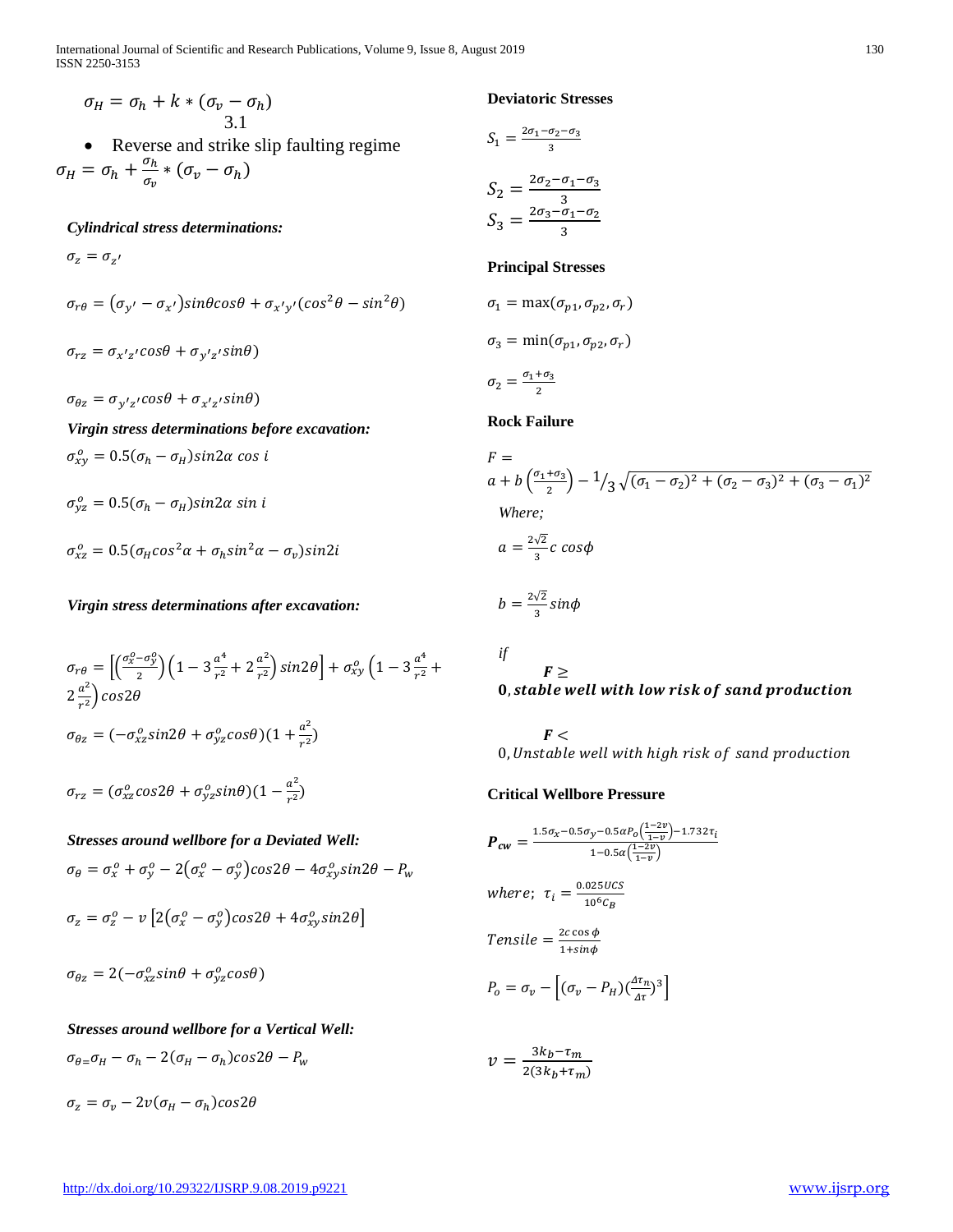$$\sigma_H = \sigma_h + k * (\sigma_v - \sigma_h)$$
3.1

- Reverse and strike slip faulting regime

$$\sigma_H = \sigma_h + \frac{\sigma_h}{\sigma_v} * (\sigma_v - \sigma_h)$$

***Cylindrical stress determinations:***

$$\sigma_z = \sigma_{z'}$$

$$\sigma_{r\theta} = (\sigma_{y'} - \sigma_{x'}) sin\theta cos\theta + \sigma_{x'y'}(cos^2\theta - sin^2\theta)$$

$$\sigma_{rz} = \sigma_{x'z'} cos\theta + \sigma_{y'z'} sin\theta)$$

$$\sigma_{\theta z} = \sigma_{y'z'} cos\theta + \sigma_{x'z'} sin\theta)$$

***Virgin stress determinations before excavation:***

$$\sigma_{xy}^o = 0.5(\sigma_h - \sigma_H) sin2\alpha \; cos \; i$$

$$\sigma_{yz}^o = 0.5(\sigma_h - \sigma_H) sin2\alpha \; sin \; i$$

$$\sigma_{xz}^o = 0.5(\sigma_H cos^2\alpha + \sigma_h sin^2\alpha - \sigma_v) sin2i$$

***Virgin stress determinations after excavation:***

$$\sigma_{r\theta} = \left[\left(\frac{\sigma_x^o - \sigma_y^o}{2}\right)\left(1 - 3\frac{a^4}{r^2} + 2\frac{a^2}{r^2}\right) sin2\theta\right] + \sigma_{xy}^o \left(1 - 3\frac{a^4}{r^2} + 2\frac{a^2}{r^2}\right) cos2\theta$$

$$\sigma_{\theta z} = (-\sigma_{xz}^o sin2\theta + \sigma_{yz}^o cos\theta)(1 + \frac{a^2}{r^2})$$

$$\sigma_{rz} = (\sigma_{xz}^o cos2\theta + \sigma_{yz}^o sin\theta)(1 - \frac{a^2}{r^2})$$

***Stresses around wellbore for a Deviated Well:***

$$\sigma_\theta = \sigma_x^o + \sigma_y^o - 2(\sigma_x^o - \sigma_y^o) cos2\theta - 4\sigma_{xy}^o sin2\theta - P_w$$

$$\sigma_z = \sigma_z^o - v\left[2(\sigma_x^o - \sigma_y^o) cos2\theta + 4\sigma_{xy}^o sin2\theta\right]$$

$$\sigma_{\theta z} = 2(-\sigma_{xz}^o sin\theta + \sigma_{yz}^o cos\theta)$$

***Stresses around wellbore for a Vertical Well:***

$$\sigma_{\theta} = \sigma_H - \sigma_h - 2(\sigma_H - \sigma_h) cos2\theta - P_w$$

$$\sigma_z = \sigma_v - 2v(\sigma_H - \sigma_h) cos2\theta$$

**Deviatoric Stresses**

$$S_1 = \frac{2\sigma_1 - \sigma_2 - \sigma_3}{3}$$

$$S_2 = \frac{2\sigma_2 - \sigma_1 - \sigma_3}{3}$$

$$S_3 = \frac{2\sigma_3 - \sigma_1 - \sigma_2}{3}$$

**Principal Stresses**

$$\sigma_1 = \max(\sigma_{p1}, \sigma_{p2}, \sigma_r)$$

$$\sigma_3 = \min(\sigma_{p1}, \sigma_{p2}, \sigma_r)$$

$$\sigma_2 = \frac{\sigma_1 + \sigma_3}{2}$$

**Rock Failure**

$$F = a + b\left(\frac{\sigma_1 + \sigma_3}{2}\right) - {}^1\!/_3 \sqrt{(\sigma_1 - \sigma_2)^2 + (\sigma_2 - \sigma_3)^2 + (\sigma_3 - \sigma_1)^2}$$

*Where;*

$$a = \frac{2\sqrt{2}}{3} c \; cos\phi$$

$$b = \frac{2\sqrt{2}}{3} sin\phi$$

*if*

$\boldsymbol{F \geq 0}$, ***stable well with low risk of sand production***

$\boldsymbol{F <}$ 0, *Unstable well with high risk of sand production*

**Critical Wellbore Pressure**

$$\boldsymbol{P_{cw}} = \frac{1.5\sigma_x - 0.5\sigma_y - 0.5\alpha P_o\left(\frac{1-2v}{1-v}\right) - 1.732\tau_i}{1 - 0.5\alpha\left(\frac{1-2v}{1-v}\right)}$$

$$where; \; \tau_i = \frac{0.025UCS}{10^6 C_B}$$

$$Tensile = \frac{2c \cos\phi}{1 + sin\phi}$$

$$P_o = \sigma_v - \left[(\sigma_v - P_H)(\frac{\Delta\tau_n}{\Delta\tau})^3\right]$$

$$v = \frac{3k_b - \tau_m}{2(3k_b + \tau_m)}$$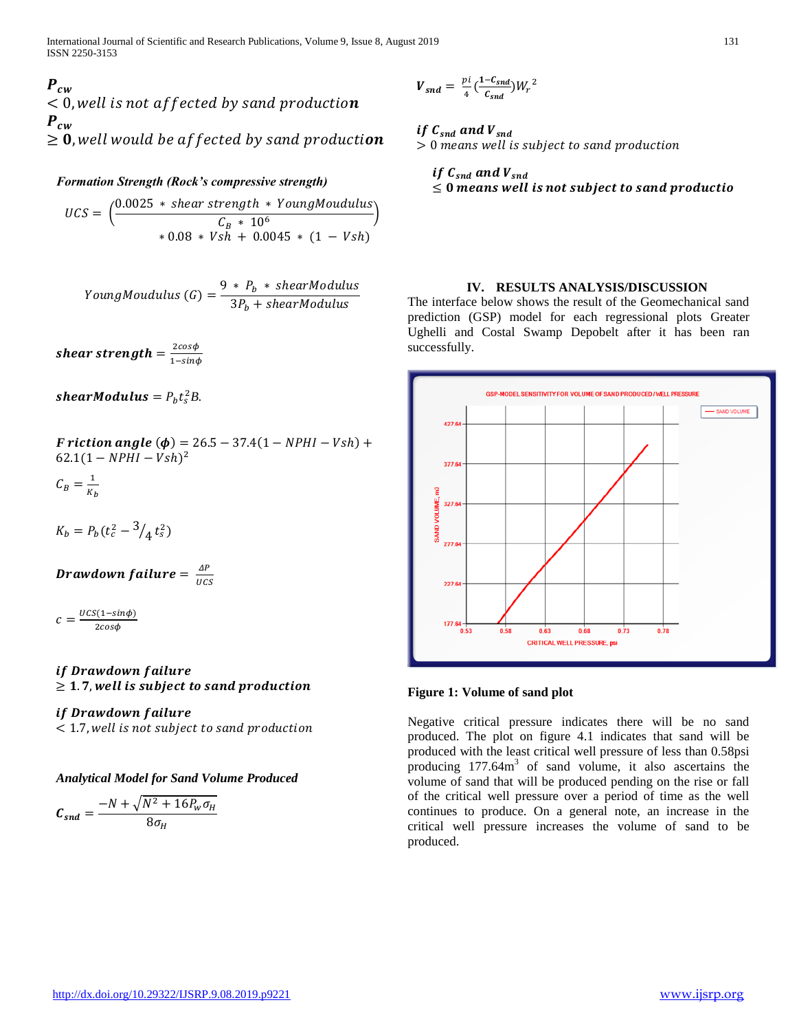$P_{cw} < 0$, *well is not affected by sand production*
$P_{cw} \geq \mathbf{0}$, *well would be affected by sand production*

***Formation Strength (Rock's compressive strength)***

$$UCS = \left(\frac{0.0025 * shear\ strength * YoungMoudulus}{C_B * 10^6}\right) * 0.08 * Vsh + 0.0045 * (1 - Vsh)$$

$$YoungMoudulus\ (G) = \frac{9 * P_b * shearModulus}{3P_b + shearModulus}$$

$$\textbf{shear strength} = \frac{2cos\phi}{1 - sin\phi}$$

$$\textbf{shearModulus} = P_b t_s^2 B.$$

$$\textbf{Friction angle}\ (\boldsymbol{\phi}) = 26.5 - 37.4(1 - NPHI - Vsh) + 62.1(1 - NPHI - Vsh)^2$$

$$C_B = \frac{1}{K_b}$$

$$K_b = P_b(t_c^2 - {}^3/_4\, t_s^2)$$

$$\textbf{Drawdown failure} = \frac{\Delta P}{UCS}$$

$$c = \frac{UCS(1 - sin\phi)}{2cos\phi}$$

*if Drawdown failure* $\geq$ **1.7**, ***well is subject to sand production***

*if Drawdown failure* $< 1.7$, *well is not subject to sand production*

***Analytical Model for Sand Volume Produced***

$$C_{snd} = \frac{-N + \sqrt{N^2 + 16P_w\sigma_H}}{8\sigma_H}$$

$$V_{snd} = \frac{pi}{4}\left(\frac{1 - C_{snd}}{C_{snd}}\right)W_r^{\ 2}$$

*if* $C_{snd}$ *and* $V_{snd} > 0$ *means well is subject to sand production*

*if* $C_{snd}$ *and* $V_{snd} \leq \mathbf{0}$ ***means well is not subject to sand productio***

## IV. RESULTS ANALYSIS/DISCUSSION

The interface below shows the result of the Geomechanical sand prediction (GSP) model for each regressional plots Greater Ughelli and Costal Swamp Depobelt after it has been ran successfully.

**Figure 1: Volume of sand plot**

Negative critical pressure indicates there will be no sand produced. The plot on figure 4.1 indicates that sand will be produced with the least critical well pressure of less than 0.58psi producing 177.64m$^3$ of sand volume, it also ascertains the volume of sand that will be produced pending on the rise or fall of the critical well pressure over a period of time as the well continues to produce. On a general note, an increase in the critical well pressure increases the volume of sand to be produced.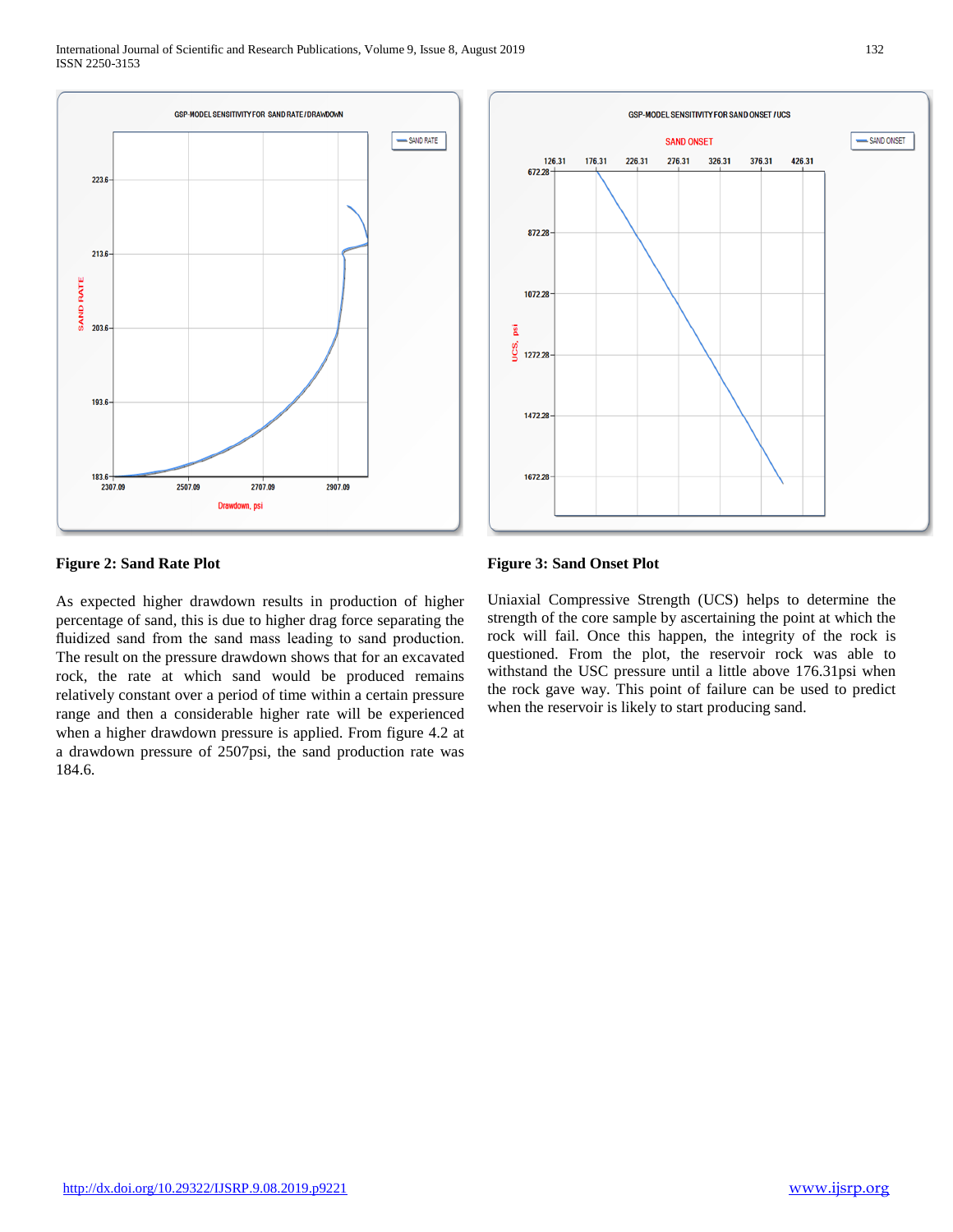**Figure 2: Sand Rate Plot**

**Figure 3: Sand Onset Plot**

As expected higher drawdown results in production of higher percentage of sand, this is due to higher drag force separating the fluidized sand from the sand mass leading to sand production. The result on the pressure drawdown shows that for an excavated rock, the rate at which sand would be produced remains relatively constant over a period of time within a certain pressure range and then a considerable higher rate will be experienced when a higher drawdown pressure is applied. From figure 4.2 at a drawdown pressure of 2507psi, the sand production rate was 184.6.

Uniaxial Compressive Strength (UCS) helps to determine the strength of the core sample by ascertaining the point at which the rock will fail. Once this happen, the integrity of the rock is questioned. From the plot, the reservoir rock was able to withstand the USC pressure until a little above 176.31psi when the rock gave way. This point of failure can be used to predict when the reservoir is likely to start producing sand.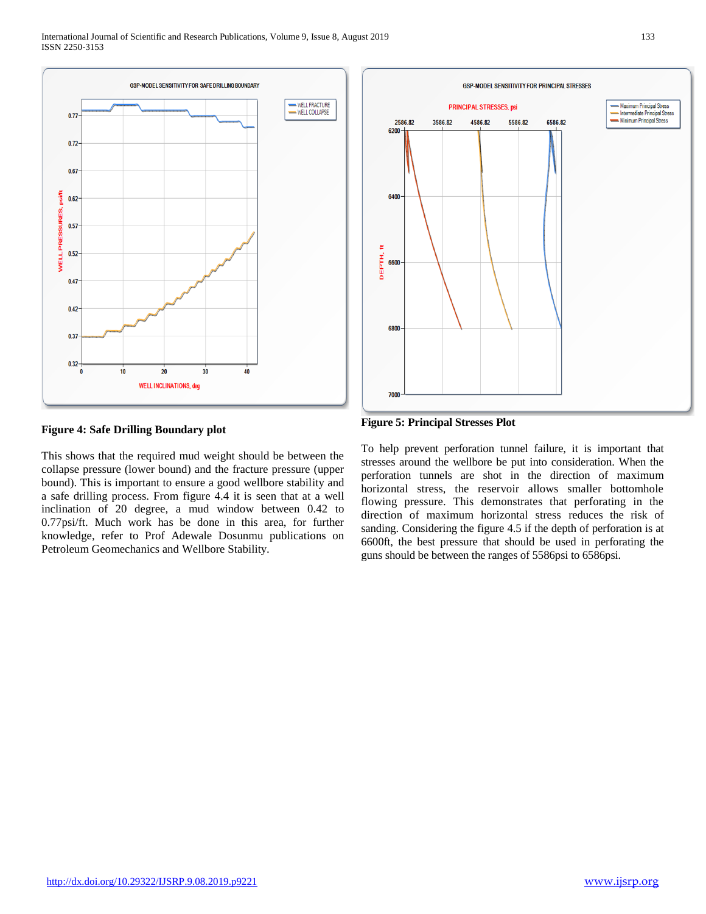**Figure 4: Safe Drilling Boundary plot**

This shows that the required mud weight should be between the collapse pressure (lower bound) and the fracture pressure (upper bound). This is important to ensure a good wellbore stability and a safe drilling process. From figure 4.4 it is seen that at a well inclination of 20 degree, a mud window between 0.42 to 0.77psi/ft. Much work has be done in this area, for further knowledge, refer to Prof Adewale Dosunmu publications on Petroleum Geomechanics and Wellbore Stability.

**Figure 5: Principal Stresses Plot**

To help prevent perforation tunnel failure, it is important that stresses around the wellbore be put into consideration. When the perforation tunnels are shot in the direction of maximum horizontal stress, the reservoir allows smaller bottomhole flowing pressure. This demonstrates that perforating in the direction of maximum horizontal stress reduces the risk of sanding. Considering the figure 4.5 if the depth of perforation is at 6600ft, the best pressure that should be used in perforating the guns should be between the ranges of 5586psi to 6586psi.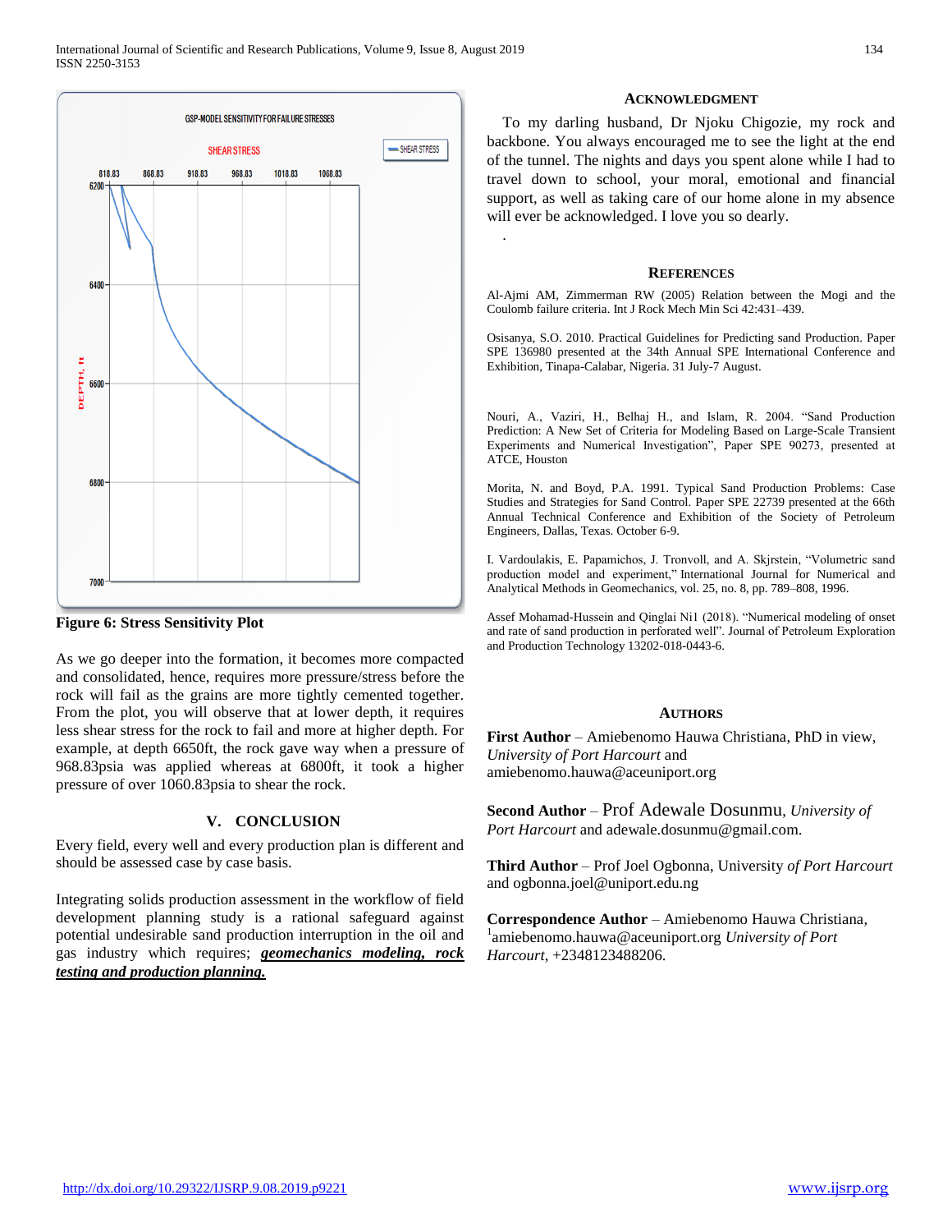GSP-MODEL SENSITIVITY FOR FAILURE STRESSES

SHEAR STRESS

SHEAR STRESS

818.83 868.83 918.83 968.83 1018.83 1068.83

6200

6400

6600

6800

7000

DEPTH, ft

**Figure 6: Stress Sensitivity Plot**

As we go deeper into the formation, it becomes more compacted and consolidated, hence, requires more pressure/stress before the rock will fail as the grains are more tightly cemented together. From the plot, you will observe that at lower depth, it requires less shear stress for the rock to fail and more at higher depth. For example, at depth 6650ft, the rock gave way when a pressure of 968.83psia was applied whereas at 6800ft, it took a higher pressure of over 1060.83psia to shear the rock.

## V. CONCLUSION

Every field, every well and every production plan is different and should be assessed case by case basis.

Integrating solids production assessment in the workflow of field development planning study is a rational safeguard against potential undesirable sand production interruption in the oil and gas industry which requires; ***geomechanics modeling, rock testing and production planning.***

## ACKNOWLEDGMENT

To my darling husband, Dr Njoku Chigozie, my rock and backbone. You always encouraged me to see the light at the end of the tunnel. The nights and days you spent alone while I had to travel down to school, your moral, emotional and financial support, as well as taking care of our home alone in my absence will ever be acknowledged. I love you so dearly.

## REFERENCES

Al-Ajmi AM, Zimmerman RW (2005) Relation between the Mogi and the Coulomb failure criteria. Int J Rock Mech Min Sci 42:431–439.

Osisanya, S.O. 2010. Practical Guidelines for Predicting sand Production. Paper SPE 136980 presented at the 34th Annual SPE International Conference and Exhibition, Tinapa-Calabar, Nigeria. 31 July-7 August.

Nouri, A., Vaziri, H., Belhaj H., and Islam, R. 2004. "Sand Production Prediction: A New Set of Criteria for Modeling Based on Large-Scale Transient Experiments and Numerical Investigation", Paper SPE 90273, presented at ATCE, Houston

Morita, N. and Boyd, P.A. 1991. Typical Sand Production Problems: Case Studies and Strategies for Sand Control. Paper SPE 22739 presented at the 66th Annual Technical Conference and Exhibition of the Society of Petroleum Engineers, Dallas, Texas. October 6-9.

I. Vardoulakis, E. Papamichos, J. Tronvoll, and A. Skjrstein, "Volumetric sand production model and experiment," International Journal for Numerical and Analytical Methods in Geomechanics, vol. 25, no. 8, pp. 789–808, 1996.

Assef Mohamad-Hussein and Qinglai Ni1 (2018). "Numerical modeling of onset and rate of sand production in perforated well". Journal of Petroleum Exploration and Production Technology 13202-018-0443-6.

## AUTHORS

**First Author** – Amiebenomo Hauwa Christiana, PhD in view, *University of Port Harcourt* and amiebenomo.hauwa@aceuniport.org

**Second Author** – Prof Adewale Dosunmu, *University of Port Harcourt* and adewale.dosunmu@gmail.com.

**Third Author** – Prof Joel Ogbonna, University *of Port Harcourt* and ogbonna.joel@uniport.edu.ng

**Correspondence Author** – Amiebenomo Hauwa Christiana, [1]amiebenomo.hauwa@aceuniport.org *University of Port Harcourt*, +2348123488206.